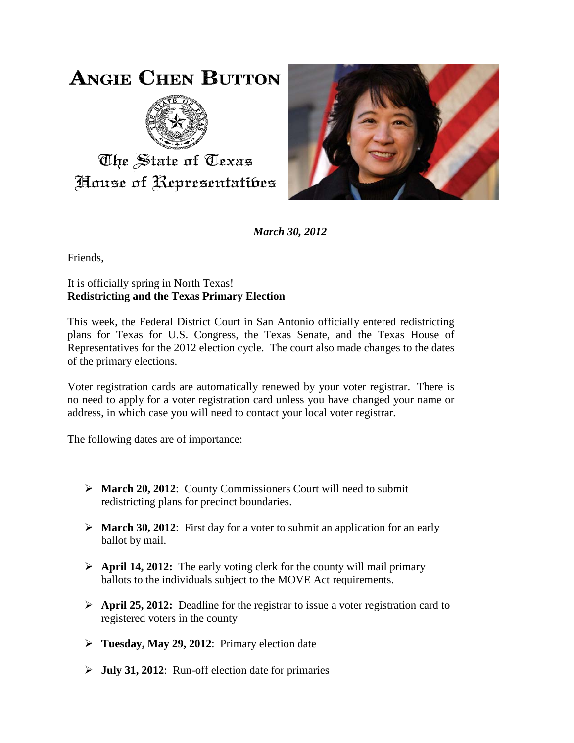# ANGIE CHEN BUTTON

The State of Texas
House of Representatives

*March 30, 2012*

Friends,

It is officially spring in North Texas!

**Redistricting and the Texas Primary Election**

This week, the Federal District Court in San Antonio officially entered redistricting plans for Texas for U.S. Congress, the Texas Senate, and the Texas House of Representatives for the 2012 election cycle. The court also made changes to the dates of the primary elections.

Voter registration cards are automatically renewed by your voter registrar. There is no need to apply for a voter registration card unless you have changed your name or address, in which case you will need to contact your local voter registrar.

The following dates are of importance:

- **March 20, 2012**: County Commissioners Court will need to submit redistricting plans for precinct boundaries.
- **March 30, 2012**: First day for a voter to submit an application for an early ballot by mail.
- **April 14, 2012:** The early voting clerk for the county will mail primary ballots to the individuals subject to the MOVE Act requirements.
- **April 25, 2012:** Deadline for the registrar to issue a voter registration card to registered voters in the county
- **Tuesday, May 29, 2012**: Primary election date
- **July 31, 2012**: Run-off election date for primaries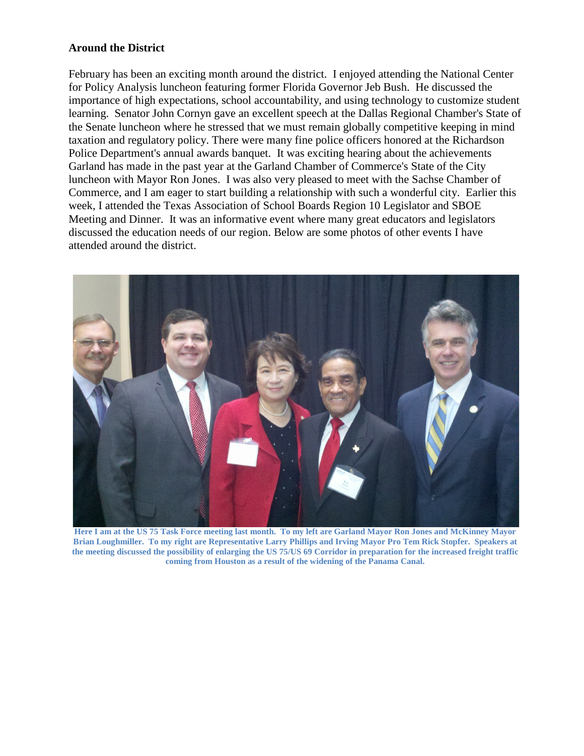## Around the District

February has been an exciting month around the district. I enjoyed attending the National Center for Policy Analysis luncheon featuring former Florida Governor Jeb Bush. He discussed the importance of high expectations, school accountability, and using technology to customize student learning. Senator John Cornyn gave an excellent speech at the Dallas Regional Chamber's State of the Senate luncheon where he stressed that we must remain globally competitive keeping in mind taxation and regulatory policy. There were many fine police officers honored at the Richardson Police Department's annual awards banquet. It was exciting hearing about the achievements Garland has made in the past year at the Garland Chamber of Commerce's State of the City luncheon with Mayor Ron Jones. I was also very pleased to meet with the Sachse Chamber of Commerce, and I am eager to start building a relationship with such a wonderful city. Earlier this week, I attended the Texas Association of School Boards Region 10 Legislator and SBOE Meeting and Dinner. It was an informative event where many great educators and legislators discussed the education needs of our region. Below are some photos of other events I have attended around the district.

**Here I am at the US 75 Task Force meeting last month. To my left are Garland Mayor Ron Jones and McKinney Mayor Brian Loughmiller. To my right are Representative Larry Phillips and Irving Mayor Pro Tem Rick Stopfer. Speakers at the meeting discussed the possibility of enlarging the US 75/US 69 Corridor in preparation for the increased freight traffic coming from Houston as a result of the widening of the Panama Canal.**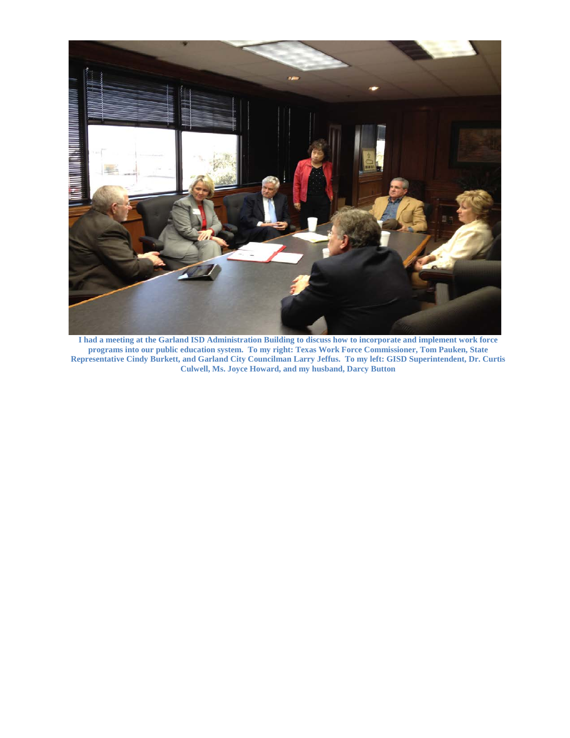**I had a meeting at the Garland ISD Administration Building to discuss how to incorporate and implement work force programs into our public education system. To my right: Texas Work Force Commissioner, Tom Pauken, State Representative Cindy Burkett, and Garland City Councilman Larry Jeffus. To my left: GISD Superintendent, Dr. Curtis Culwell, Ms. Joyce Howard, and my husband, Darcy Button**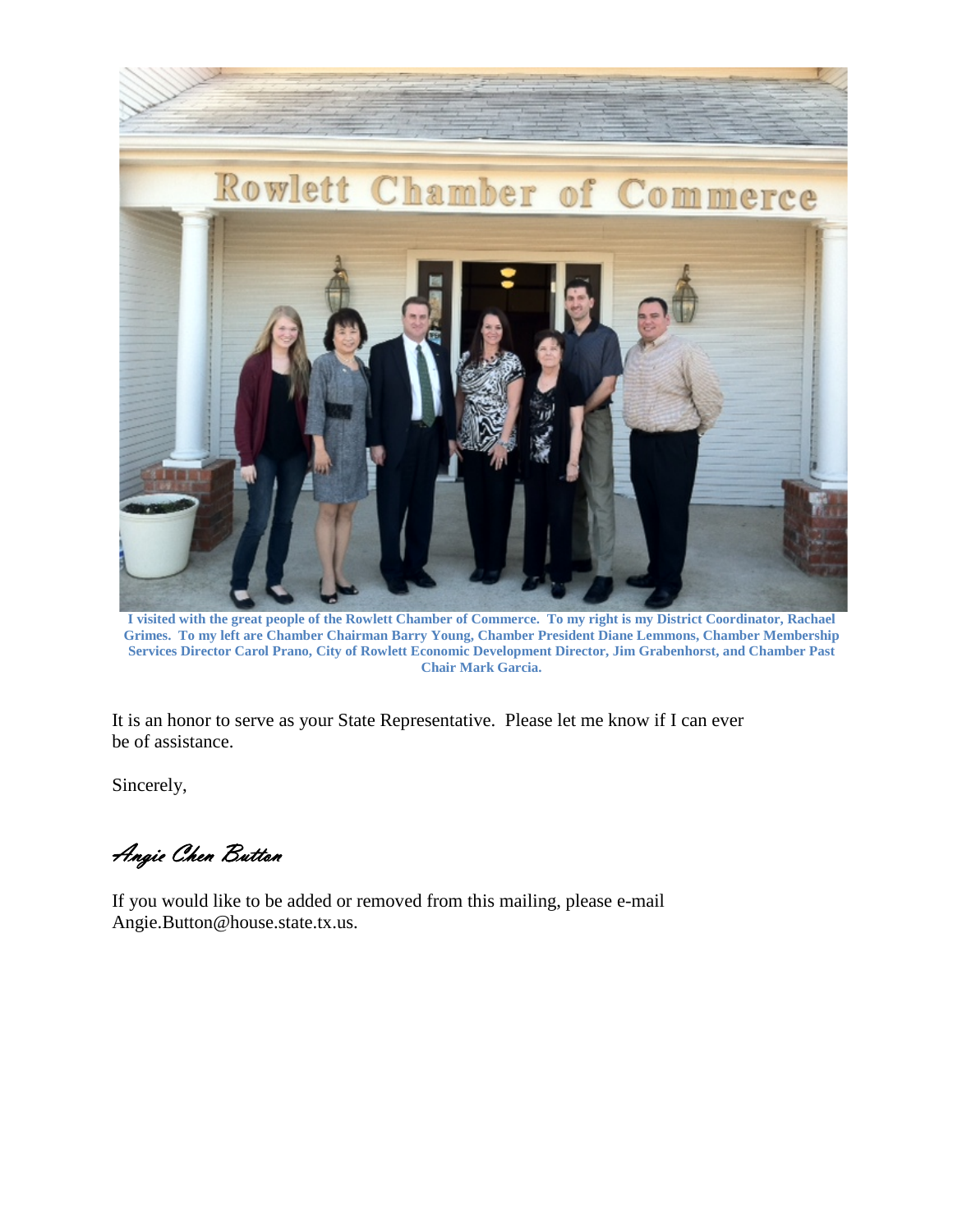**I visited with the great people of the Rowlett Chamber of Commerce. To my right is my District Coordinator, Rachael Grimes. To my left are Chamber Chairman Barry Young, Chamber President Diane Lemmons, Chamber Membership Services Director Carol Prano, City of Rowlett Economic Development Director, Jim Grabenhorst, and Chamber Past Chair Mark Garcia.**

It is an honor to serve as your State Representative. Please let me know if I can ever be of assistance.

Sincerely,

*Angie Chen Button*

If you would like to be added or removed from this mailing, please e-mail Angie.Button@house.state.tx.us.